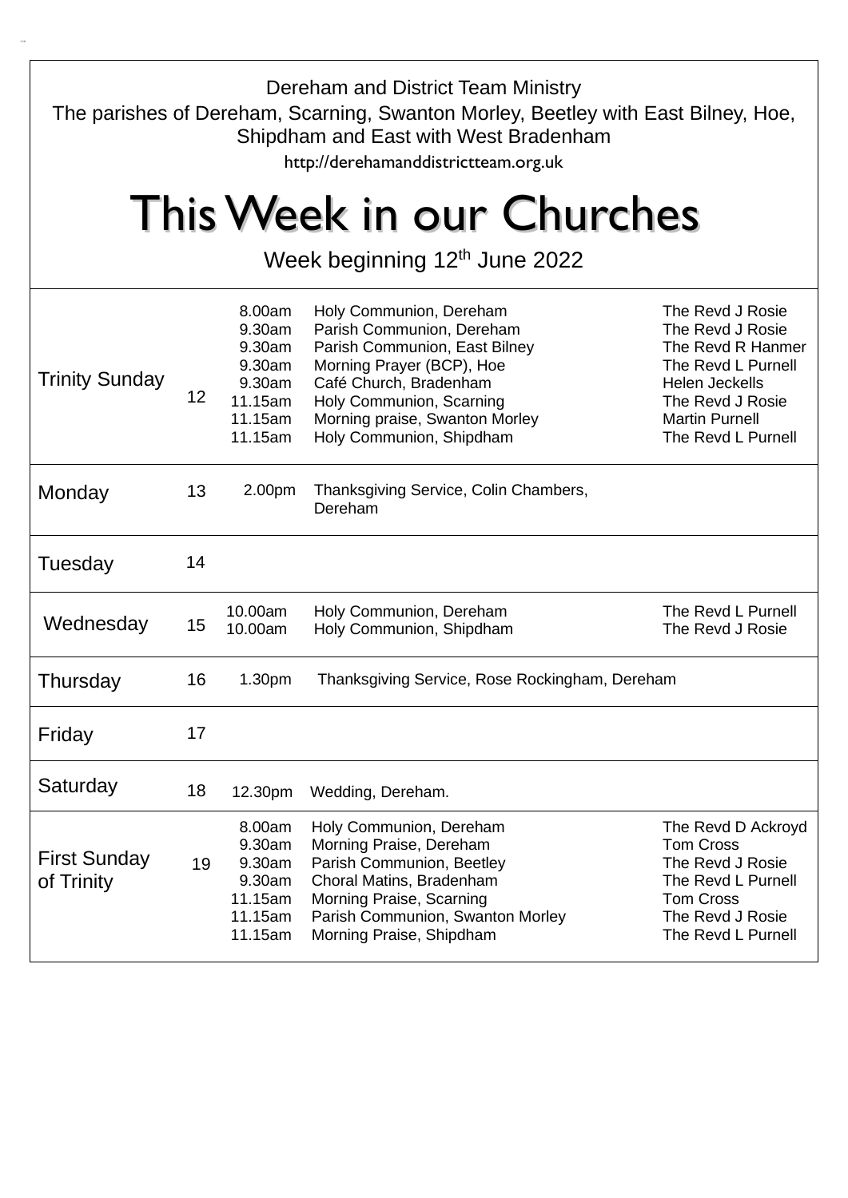Dereham and District Team Ministry

The parishes of Dereham, Scarning, Swanton Morley, Beetley with East Bilney, Hoe, Shipdham and East with West Bradenham

http://derehamanddistrictteam.org.uk

# This Week in our Churches

Week beginning 12th June 2022

| Day | Date | Time | Service | Leader |
|---|---|---|---|---|
| Trinity Sunday | 12 | 8.00am | Holy Communion, Dereham | The Revd J Rosie |
| | | 9.30am | Parish Communion, Dereham | The Revd J Rosie |
| | | 9.30am | Parish Communion, East Bilney | The Revd R Hanmer |
| | | 9.30am | Morning Prayer (BCP), Hoe | The Revd L Purnell |
| | | 9.30am | Café Church, Bradenham | Helen Jeckells |
| | | 11.15am | Holy Communion, Scarning | The Revd J Rosie |
| | | 11.15am | Morning praise, Swanton Morley | Martin Purnell |
| | | 11.15am | Holy Communion, Shipdham | The Revd L Purnell |
| Monday | 13 | 2.00pm | Thanksgiving Service, Colin Chambers, Dereham | |
| Tuesday | 14 | | | |
| Wednesday | 15 | 10.00am | Holy Communion, Dereham | The Revd L Purnell |
| | | 10.00am | Holy Communion, Shipdham | The Revd J Rosie |
| Thursday | 16 | 1.30pm | Thanksgiving Service, Rose Rockingham, Dereham | |
| Friday | 17 | | | |
| Saturday | 18 | 12.30pm | Wedding, Dereham. | |
| First Sunday of Trinity | 19 | 8.00am | Holy Communion, Dereham | The Revd D Ackroyd |
| | | 9.30am | Morning Praise, Dereham | Tom Cross |
| | | 9.30am | Parish Communion, Beetley | The Revd J Rosie |
| | | 9.30am | Choral Matins, Bradenham | The Revd L Purnell |
| | | 11.15am | Morning Praise, Scarning | Tom Cross |
| | | 11.15am | Parish Communion, Swanton Morley | The Revd J Rosie |
| | | 11.15am | Morning Praise, Shipdham | The Revd L Purnell |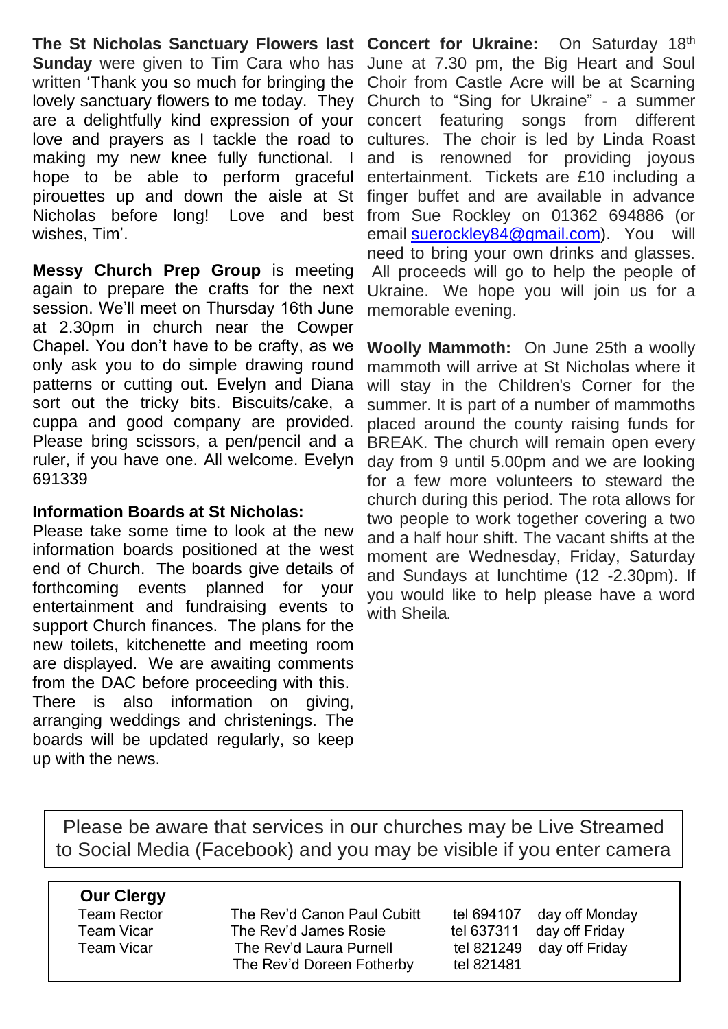**The St Nicholas Sanctuary Flowers last Sunday** were given to Tim Cara who has written 'Thank you so much for bringing the lovely sanctuary flowers to me today. They are a delightfully kind expression of your love and prayers as I tackle the road to making my new knee fully functional. I hope to be able to perform graceful pirouettes up and down the aisle at St Nicholas before long! Love and best wishes, Tim'.

**Messy Church Prep Group** is meeting again to prepare the crafts for the next session. We'll meet on Thursday 16th June at 2.30pm in church near the Cowper Chapel. You don't have to be crafty, as we only ask you to do simple drawing round patterns or cutting out. Evelyn and Diana sort out the tricky bits. Biscuits/cake, a cuppa and good company are provided. Please bring scissors, a pen/pencil and a ruler, if you have one. All welcome. Evelyn 691339

**Information Boards at St Nicholas:**
Please take some time to look at the new information boards positioned at the west end of Church. The boards give details of forthcoming events planned for your entertainment and fundraising events to support Church finances. The plans for the new toilets, kitchenette and meeting room are displayed. We are awaiting comments from the DAC before proceeding with this. There is also information on giving, arranging weddings and christenings. The boards will be updated regularly, so keep up with the news.

**Concert for Ukraine:** On Saturday 18th June at 7.30 pm, the Big Heart and Soul Choir from Castle Acre will be at Scarning Church to "Sing for Ukraine" - a summer concert featuring songs from different cultures. The choir is led by Linda Roast and is renowned for providing joyous entertainment. Tickets are £10 including a finger buffet and are available in advance from Sue Rockley on 01362 694886 (or email suerockley84@gmail.com). You will need to bring your own drinks and glasses. All proceeds will go to help the people of Ukraine. We hope you will join us for a memorable evening.

**Woolly Mammoth:** On June 25th a woolly mammoth will arrive at St Nicholas where it will stay in the Children's Corner for the summer. It is part of a number of mammoths placed around the county raising funds for BREAK. The church will remain open every day from 9 until 5.00pm and we are looking for a few more volunteers to steward the church during this period. The rota allows for two people to work together covering a two and a half hour shift. The vacant shifts at the moment are Wednesday, Friday, Saturday and Sundays at lunchtime (12 -2.30pm). If you would like to help please have a word with Sheila.

Please be aware that services in our churches may be Live Streamed to Social Media (Facebook) and you may be visible if you enter camera

**Our Clergy**

| | | | |
|---|---|---|---|
| Team Rector | The Rev'd Canon Paul Cubitt | tel 694107 | day off Monday |
| Team Vicar | The Rev'd James Rosie | tel 637311 | day off Friday |
| Team Vicar | The Rev'd Laura Purnell | tel 821249 | day off Friday |
| | The Rev'd Doreen Fotherby | tel 821481 | |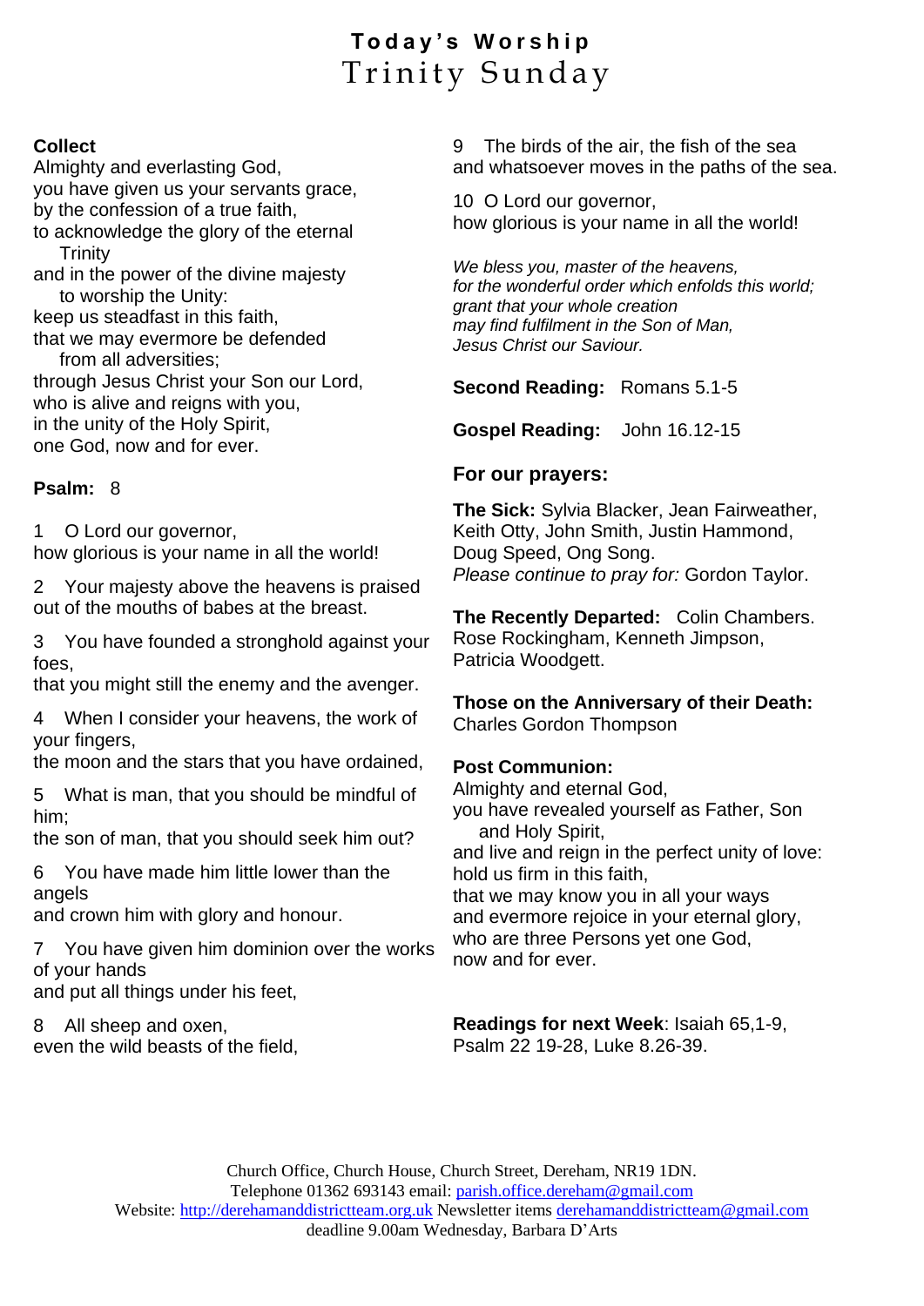# Today's Worship
## Trinity Sunday

**Collect**
Almighty and everlasting God,
you have given us your servants grace,
by the confession of a true faith,
to acknowledge the glory of the eternal Trinity
and in the power of the divine majesty to worship the Unity:
keep us steadfast in this faith,
that we may evermore be defended from all adversities;
through Jesus Christ your Son our Lord,
who is alive and reigns with you,
in the unity of the Holy Spirit,
one God, now and for ever.

**Psalm:** 8

1 O Lord our governor,
how glorious is your name in all the world!

2 Your majesty above the heavens is praised
out of the mouths of babes at the breast.

3 You have founded a stronghold against your foes,
that you might still the enemy and the avenger.

4 When I consider your heavens, the work of your fingers,
the moon and the stars that you have ordained,

5 What is man, that you should be mindful of him;
the son of man, that you should seek him out?

6 You have made him little lower than the angels
and crown him with glory and honour.

7 You have given him dominion over the works of your hands
and put all things under his feet,

8 All sheep and oxen,
even the wild beasts of the field,

9 The birds of the air, the fish of the sea
and whatsoever moves in the paths of the sea.

10 O Lord our governor,
how glorious is your name in all the world!

*We bless you, master of the heavens,*
*for the wonderful order which enfolds this world;*
*grant that your whole creation*
*may find fulfilment in the Son of Man,*
*Jesus Christ our Saviour.*

**Second Reading:** Romans 5.1-5

**Gospel Reading:** John 16.12-15

### For our prayers:

**The Sick:** Sylvia Blacker, Jean Fairweather, Keith Otty, John Smith, Justin Hammond, Doug Speed, Ong Song.
*Please continue to pray for:* Gordon Taylor.

**The Recently Departed:** Colin Chambers. Rose Rockingham, Kenneth Jimpson, Patricia Woodgett.

**Those on the Anniversary of their Death:**
Charles Gordon Thompson

**Post Communion:**
Almighty and eternal God,
you have revealed yourself as Father, Son and Holy Spirit,
and live and reign in the perfect unity of love:
hold us firm in this faith,
that we may know you in all your ways
and evermore rejoice in your eternal glory,
who are three Persons yet one God,
now and for ever.

**Readings for next Week**: Isaiah 65,1-9, Psalm 22 19-28, Luke 8.26-39.

Church Office, Church House, Church Street, Dereham, NR19 1DN.
Telephone 01362 693143 email: parish.office.dereham@gmail.com
Website: http://derehamanddistrictteam.org.uk Newsletter items derehamanddistrictteam@gmail.com
deadline 9.00am Wednesday, Barbara D'Arts